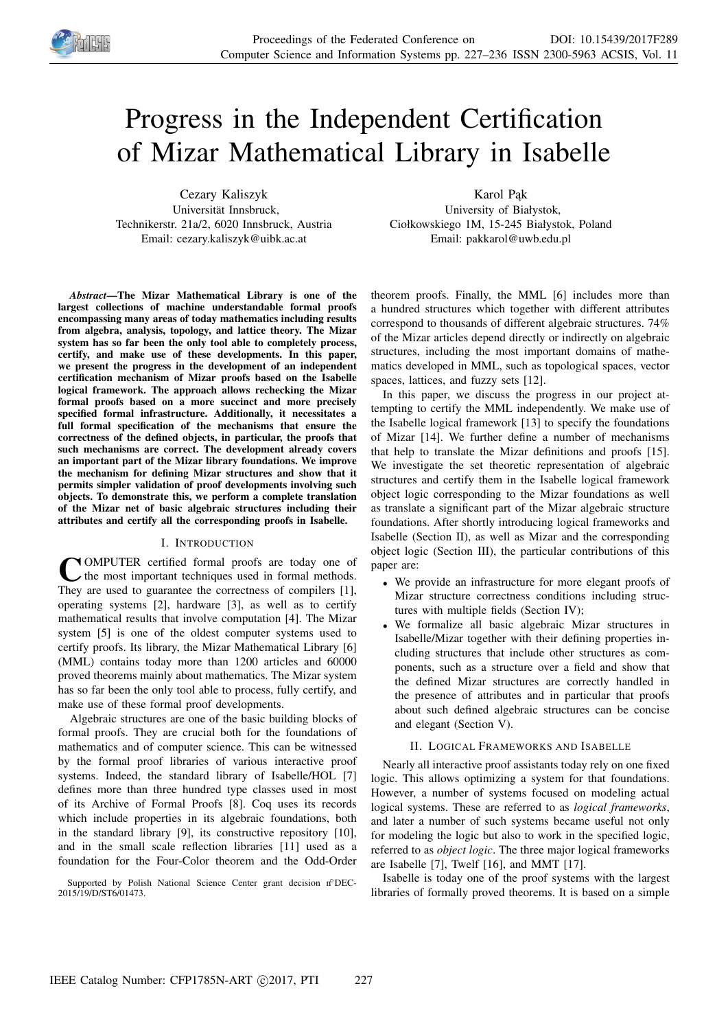# Progress in the Independent Certification of Mizar Mathematical Library in Isabelle

Cezary Kaliszyk
Universität Innsbruck,
Technikerstr. 21a/2, 6020 Innsbruck, Austria
Email: cezary.kaliszyk@uibk.ac.at

Karol Pąk
University of Białystok,
Ciołkowskiego 1M, 15-245 Białystok, Poland
Email: pakkarol@uwb.edu.pl

***Abstract*—The Mizar Mathematical Library is one of the largest collections of machine understandable formal proofs encompassing many areas of today mathematics including results from algebra, analysis, topology, and lattice theory. The Mizar system has so far been the only tool able to completely process, certify, and make use of these developments. In this paper, we present the progress in the development of an independent certification mechanism of Mizar proofs based on the Isabelle logical framework. The approach allows rechecking the Mizar formal proofs based on a more succinct and more precisely specified formal infrastructure. Additionally, it necessitates a full formal specification of the mechanisms that ensure the correctness of the defined objects, in particular, the proofs that such mechanisms are correct. The development already covers an important part of the Mizar library foundations. We improve the mechanism for defining Mizar structures and show that it permits simpler validation of proof developments involving such objects. To demonstrate this, we perform a complete translation of the Mizar net of basic algebraic structures including their attributes and certify all the corresponding proofs in Isabelle.**

## I. Introduction

Computer certified formal proofs are today one of the most important techniques used in formal methods. They are used to guarantee the correctness of compilers [1], operating systems [2], hardware [3], as well as to certify mathematical results that involve computation [4]. The Mizar system [5] is one of the oldest computer systems used to certify proofs. Its library, the Mizar Mathematical Library [6] (MML) contains today more than 1200 articles and 60000 proved theorems mainly about mathematics. The Mizar system has so far been the only tool able to process, fully certify, and make use of these formal proof developments.

Algebraic structures are one of the basic building blocks of formal proofs. They are crucial both for the foundations of mathematics and of computer science. This can be witnessed by the formal proof libraries of various interactive proof systems. Indeed, the standard library of Isabelle/HOL [7] defines more than three hundred type classes used in most of its Archive of Formal Proofs [8]. Coq uses its records which include properties in its algebraic foundations, both in the standard library [9], its constructive repository [10], and in the small scale reflection libraries [11] used as a foundation for the Four-Color theorem and the Odd-Order theorem proofs. Finally, the MML [6] includes more than a hundred structures which together with different attributes correspond to thousands of different algebraic structures. 74% of the Mizar articles depend directly or indirectly on algebraic structures, including the most important domains of mathematics developed in MML, such as topological spaces, vector spaces, lattices, and fuzzy sets [12].

In this paper, we discuss the progress in our project attempting to certify the MML independently. We make use of the Isabelle logical framework [13] to specify the foundations of Mizar [14]. We further define a number of mechanisms that help to translate the Mizar definitions and proofs [15]. We investigate the set theoretic representation of algebraic structures and certify them in the Isabelle logical framework object logic corresponding to the Mizar foundations as well as translate a significant part of the Mizar algebraic structure foundations. After shortly introducing logical frameworks and Isabelle (Section II), as well as Mizar and the corresponding object logic (Section III), the particular contributions of this paper are:

- We provide an infrastructure for more elegant proofs of Mizar structure correctness conditions including structures with multiple fields (Section IV);
- We formalize all basic algebraic Mizar structures in Isabelle/Mizar together with their defining properties including structures that include other structures as components, such as a structure over a field and show that the defined Mizar structures are correctly handled in the presence of attributes and in particular that proofs about such defined algebraic structures can be concise and elegant (Section V).

## II. Logical Frameworks and Isabelle

Nearly all interactive proof assistants today rely on one fixed logic. This allows optimizing a system for that foundations. However, a number of systems focused on modeling actual logical systems. These are referred to as *logical frameworks*, and later a number of such systems became useful not only for modeling the logic but also to work in the specified logic, referred to as *object logic*. The three major logical frameworks are Isabelle [7], Twelf [16], and MMT [17].

Isabelle is today one of the proof systems with the largest libraries of formally proved theorems. It is based on a simple

Supported by Polish National Science Center grant decision n°DEC-2015/19/D/ST6/01473.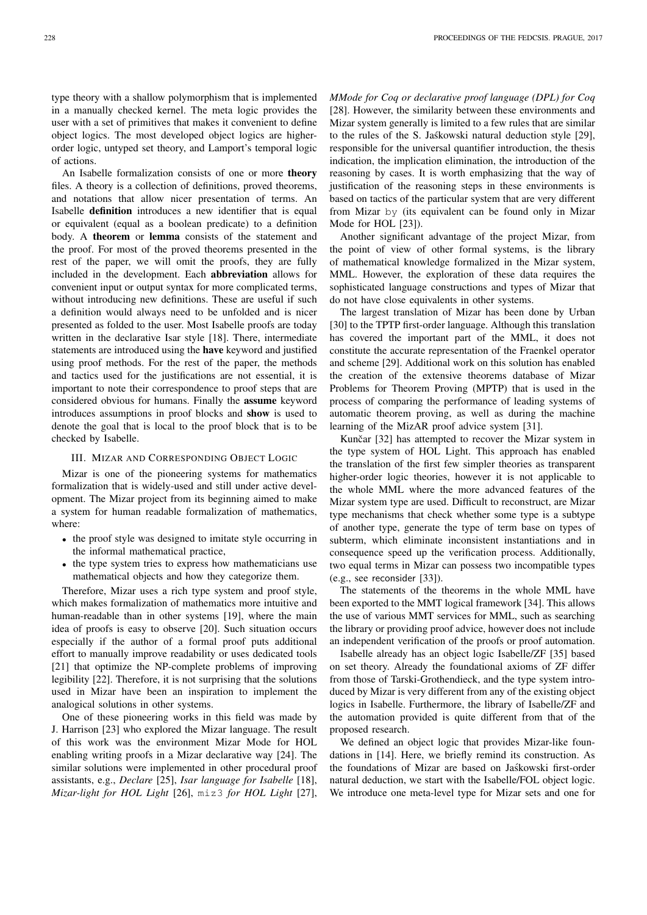type theory with a shallow polymorphism that is implemented in a manually checked kernel. The meta logic provides the user with a set of primitives that makes it convenient to define object logics. The most developed object logics are higher-order logic, untyped set theory, and Lamport's temporal logic of actions.

An Isabelle formalization consists of one or more **theory** files. A theory is a collection of definitions, proved theorems, and notations that allow nicer presentation of terms. An Isabelle **definition** introduces a new identifier that is equal or equivalent (equal as a boolean predicate) to a definition body. A **theorem** or **lemma** consists of the statement and the proof. For most of the proved theorems presented in the rest of the paper, we will omit the proofs, they are fully included in the development. Each **abbreviation** allows for convenient input or output syntax for more complicated terms, without introducing new definitions. These are useful if such a definition would always need to be unfolded and is nicer presented as folded to the user. Most Isabelle proofs are today written in the declarative Isar style [18]. There, intermediate statements are introduced using the **have** keyword and justified using proof methods. For the rest of the paper, the methods and tactics used for the justifications are not essential, it is important to note their correspondence to proof steps that are considered obvious for humans. Finally the **assume** keyword introduces assumptions in proof blocks and **show** is used to denote the goal that is local to the proof block that is to be checked by Isabelle.

## III. Mizar and Corresponding Object Logic

Mizar is one of the pioneering systems for mathematics formalization that is widely-used and still under active development. The Mizar project from its beginning aimed to make a system for human readable formalization of mathematics, where:

- the proof style was designed to imitate style occurring in the informal mathematical practice,
- the type system tries to express how mathematicians use mathematical objects and how they categorize them.

Therefore, Mizar uses a rich type system and proof style, which makes formalization of mathematics more intuitive and human-readable than in other systems [19], where the main idea of proofs is easy to observe [20]. Such situation occurs especially if the author of a formal proof puts additional effort to manually improve readability or uses dedicated tools [21] that optimize the NP-complete problems of improving legibility [22]. Therefore, it is not surprising that the solutions used in Mizar have been an inspiration to implement the analogical solutions in other systems.

One of these pioneering works in this field was made by J. Harrison [23] who explored the Mizar language. The result of this work was the environment Mizar Mode for HOL enabling writing proofs in a Mizar declarative way [24]. The similar solutions were implemented in other procedural proof assistants, e.g., *Declare* [25], *Isar language for Isabelle* [18], *Mizar-light for HOL Light* [26], `miz3` *for HOL Light* [27], *MMode for Coq or declarative proof language (DPL) for Coq* [28]. However, the similarity between these environments and Mizar system generally is limited to a few rules that are similar to the rules of the S. Jaśkowski natural deduction style [29], responsible for the universal quantifier introduction, the thesis indication, the implication elimination, the introduction of the reasoning by cases. It is worth emphasizing that the way of justification of the reasoning steps in these environments is based on tactics of the particular system that are very different from Mizar `by` (its equivalent can be found only in Mizar Mode for HOL [23]).

Another significant advantage of the project Mizar, from the point of view of other formal systems, is the library of mathematical knowledge formalized in the Mizar system, MML. However, the exploration of these data requires the sophisticated language constructions and types of Mizar that do not have close equivalents in other systems.

The largest translation of Mizar has been done by Urban [30] to the TPTP first-order language. Although this translation has covered the important part of the MML, it does not constitute the accurate representation of the Fraenkel operator and scheme [29]. Additional work on this solution has enabled the creation of the extensive theorems database of Mizar Problems for Theorem Proving (MPTP) that is used in the process of comparing the performance of leading systems of automatic theorem proving, as well as during the machine learning of the MizAR proof advice system [31].

Kunčar [32] has attempted to recover the Mizar system in the type system of HOL Light. This approach has enabled the translation of the first few simpler theories as transparent higher-order logic theories, however it is not applicable to the whole MML where the more advanced features of the Mizar system type are used. Difficult to reconstruct, are Mizar type mechanisms that check whether some type is a subtype of another type, generate the type of term base on types of subterm, which eliminate inconsistent instantiations and in consequence speed up the verification process. Additionally, two equal terms in Mizar can possess two incompatible types (e.g., see reconsider [33]).

The statements of the theorems in the whole MML have been exported to the MMT logical framework [34]. This allows the use of various MMT services for MML, such as searching the library or providing proof advice, however does not include an independent verification of the proofs or proof automation.

Isabelle already has an object logic Isabelle/ZF [35] based on set theory. Already the foundational axioms of ZF differ from those of Tarski-Grothendieck, and the type system introduced by Mizar is very different from any of the existing object logics in Isabelle. Furthermore, the library of Isabelle/ZF and the automation provided is quite different from that of the proposed research.

We defined an object logic that provides Mizar-like foundations in [14]. Here, we briefly remind its construction. As the foundations of Mizar are based on Jaśkowski first-order natural deduction, we start with the Isabelle/FOL object logic. We introduce one meta-level type for Mizar sets and one for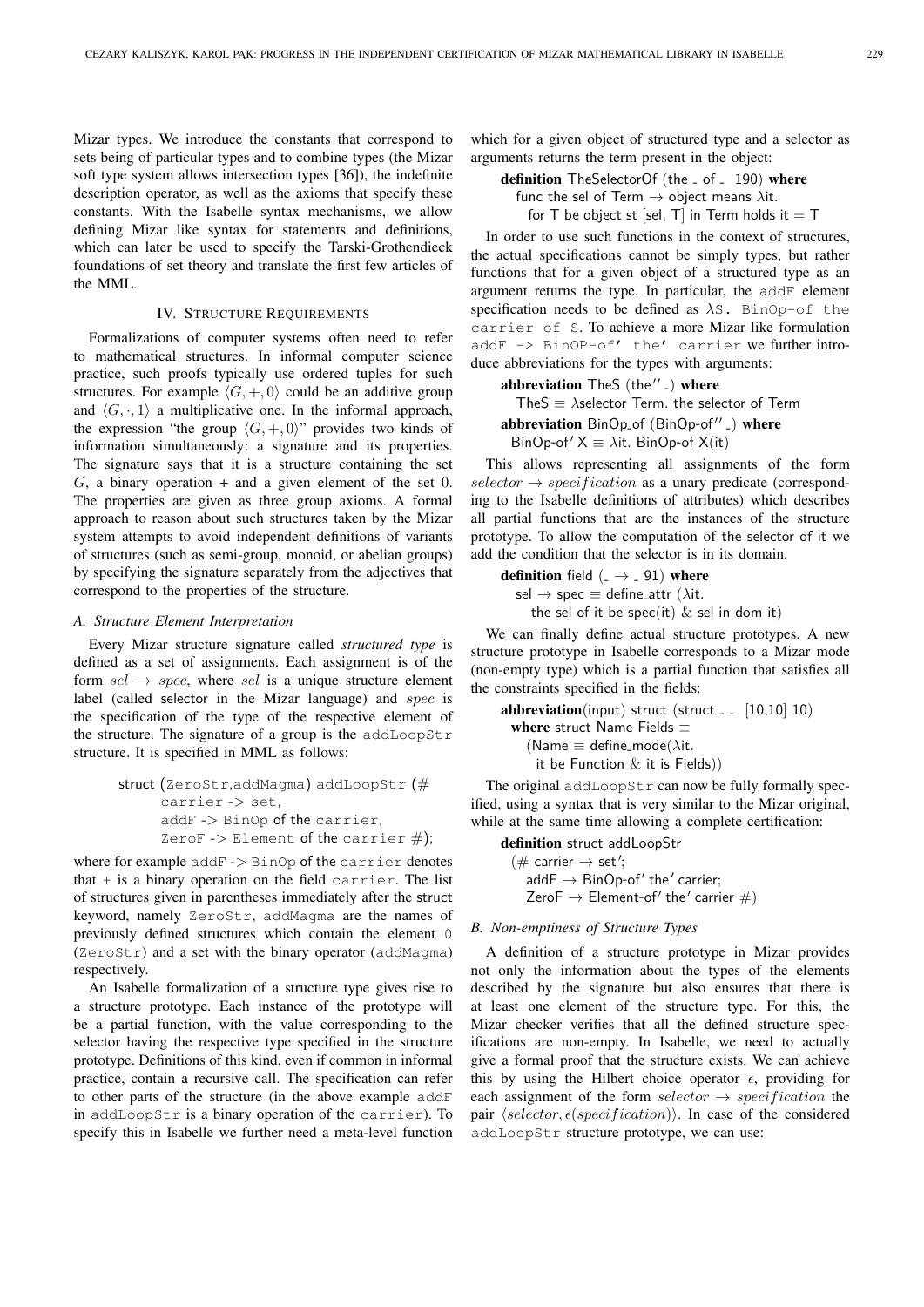Mizar types. We introduce the constants that correspond to sets being of particular types and to combine types (the Mizar soft type system allows intersection types [36]), the indefinite description operator, as well as the axioms that specify these constants. With the Isabelle syntax mechanisms, we allow defining Mizar like syntax for statements and definitions, which can later be used to specify the Tarski-Grothendieck foundations of set theory and translate the first few articles of the MML.

## IV. Structure Requirements

Formalizations of computer systems often need to refer to mathematical structures. In informal computer science practice, such proofs typically use ordered tuples for such structures. For example $\langle G, +, 0\rangle$ could be an additive group and $\langle G, \cdot, 1\rangle$ a multiplicative one. In the informal approach, the expression "the group $\langle G, +, 0\rangle$" provides two kinds of information simultaneously: a signature and its properties. The signature says that it is a structure containing the set $G$, a binary operation + and a given element of the set 0. The properties are given as three group axioms. A formal approach to reason about such structures taken by the Mizar system attempts to avoid independent definitions of variants of structures (such as semi-group, monoid, or abelian groups) by specifying the signature separately from the adjectives that correspond to the properties of the structure.

### A. Structure Element Interpretation

Every Mizar structure signature called *structured type* is defined as a set of assignments. Each assignment is of the form $sel \to spec$, where $sel$ is a unique structure element label (called selector in the Mizar language) and $spec$ is the specification of the type of the respective element of the structure. The signature of a group is the `addLoopStr` structure. It is specified in MML as follows:

```
struct (ZeroStr,addMagma) addLoopStr (#
      carrier -> set,
      addF -> BinOp of the carrier,
      ZeroF -> Element of the carrier #);
```

where for example `addF -> BinOp of the carrier` denotes that + is a binary operation on the field `carrier`. The list of structures given in parentheses immediately after the struct keyword, namely `ZeroStr`, `addMagma` are the names of previously defined structures which contain the element `0` (`ZeroStr`) and a set with the binary operator (`addMagma`) respectively.

An Isabelle formalization of a structure type gives rise to a structure prototype. Each instance of the prototype will be a partial function, with the value corresponding to the selector having the respective type specified in the structure prototype. Definitions of this kind, even if common in informal practice, contain a recursive call. The specification can refer to other parts of the structure (in the above example `addF` in `addLoopStr` is a binary operation of the `carrier`). To specify this in Isabelle we further need a meta-level function which for a given object of structured type and a selector as arguments returns the term present in the object:

```
definition TheSelectorOf (the _ of _ 190) where
  func the sel of Term → object means λit.
    for T be object st [sel, T] in Term holds it = T
```

In order to use such functions in the context of structures, the actual specifications cannot be simply types, but rather functions that for a given object of a structured type as an argument returns the type. In particular, the `addF` element specification needs to be defined as `λS. BinOp-of the carrier of S`. To achieve a more Mizar like formulation `addF -> BinOP-of' the' carrier` we further introduce abbreviations for the types with arguments:

```
abbreviation TheS (the'' _) where
  TheS ≡ λselector Term. the selector of Term
abbreviation BinOp_of (BinOp-of'' _) where
  BinOp-of' X ≡ λit. BinOp-of X(it)
```

This allows representing all assignments of the form $selector \to specification$ as a unary predicate (corresponding to the Isabelle definitions of attributes) which describes all partial functions that are the instances of the structure prototype. To allow the computation of the selector of it we add the condition that the selector is in its domain.

```
definition field (_ → _ 91) where
  sel → spec ≡ define_attr (λit.
    the sel of it be spec(it) & sel in dom it)
```

We can finally define actual structure prototypes. A new structure prototype in Isabelle corresponds to a Mizar mode (non-empty type) which is a partial function that satisfies all the constraints specified in the fields:

```
abbreviation(input) struct (struct _ _ [10,10] 10)
  where struct Name Fields ≡
    (Name ≡ define_mode(λit.
      it be Function & it is Fields))
```

The original `addLoopStr` can now be fully formally specified, using a syntax that is very similar to the Mizar original, while at the same time allowing a complete certification:

```
definition struct addLoopStr
  (# carrier → set';
    addF → BinOp-of' the' carrier;
    ZeroF → Element-of' the' carrier #)
```

### B. Non-emptiness of Structure Types

A definition of a structure prototype in Mizar provides not only the information about the types of the elements described by the signature but also ensures that there is at least one element of the structure type. For this, the Mizar checker verifies that all the defined structure specifications are non-empty. In Isabelle, we need to actually give a formal proof that the structure exists. We can achieve this by using the Hilbert choice operator $\epsilon$, providing for each assignment of the form $selector \to specification$ the pair $\langle selector, \epsilon(specification)\rangle$. In case of the considered `addLoopStr` structure prototype, we can use: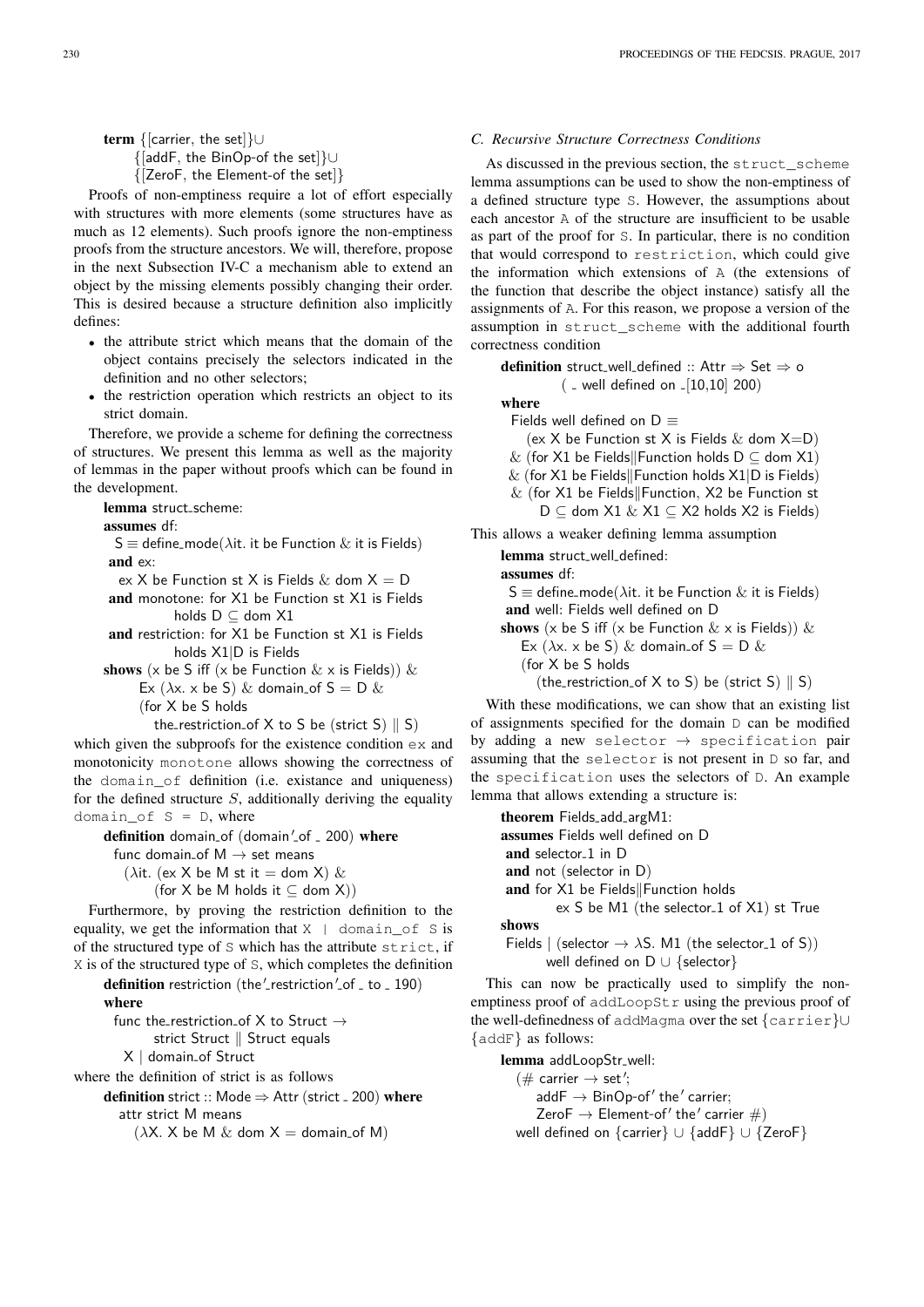```
term {[carrier, the set]}∪
     {[addF, the BinOp-of the set]}∪
     {[ZeroF, the Element-of the set]}
```

Proofs of non-emptiness require a lot of effort especially with structures with more elements (some structures have as much as 12 elements). Such proofs ignore the non-emptiness proofs from the structure ancestors. We will, therefore, propose in the next Subsection IV-C a mechanism able to extend an object by the missing elements possibly changing their order. This is desired because a structure definition also implicitly defines:

- the attribute strict which means that the domain of the object contains precisely the selectors indicated in the definition and no other selectors;
- the restriction operation which restricts an object to its strict domain.

Therefore, we provide a scheme for defining the correctness of structures. We present this lemma as well as the majority of lemmas in the paper without proofs which can be found in the development.

```
lemma struct_scheme:
assumes df:
  S ≡ define_mode(λit. it be Function & it is Fields)
 and ex:
  ex X be Function st X is Fields & dom X = D
 and monotone: for X1 be Function st X1 is Fields
         holds D ⊆ dom X1
 and restriction: for X1 be Function st X1 is Fields
         holds X1|D is Fields
shows (x be S iff (x be Function & x is Fields)) &
      Ex (λx. x be S) & domain_of S = D &
      (for X be S holds
         the_restriction_of X to S be (strict S) ∥ S)
```

which given the subproofs for the existence condition `ex` and monotonicity `monotone` allows showing the correctness of the `domain_of` definition (i.e. existance and uniqueness) for the defined structure $S$, additionally deriving the equality `domain_of S = D`, where

```
definition domain_of (domain'_of _ 200) where
  func domain_of M → set means
   (λit. (ex X be M st it = dom X) &
         (for X be M holds it ⊆ dom X))
```

Furthermore, by proving the restriction definition to the equality, we get the information that `X | domain_of S` is of the structured type of `S` which has the attribute `strict`, if `X` is of the structured type of `S`, which completes the definition

```
definition restriction (the'_restriction'_of _ to _ 190)
where
  func the_restriction_of X to Struct →
         strict Struct ∥ Struct equals
    X | domain_of Struct
```

where the definition of strict is as follows

```
definition strict :: Mode ⇒ Attr (strict _ 200) where
  attr strict M means
    (λX. X be M & dom X = domain_of M)
```

### C. Recursive Structure Correctness Conditions

As discussed in the previous section, the `struct_scheme` lemma assumptions can be used to show the non-emptiness of a defined structure type `S`. However, the assumptions about each ancestor `A` of the structure are insufficient to be usable as part of the proof for `S`. In particular, there is no condition that would correspond to `restriction`, which could give the information which extensions of `A` (the extensions of the function that describe the object instance) satisfy all the assignments of `A`. For this reason, we propose a version of the assumption in `struct_scheme` with the additional fourth correctness condition

```
definition struct_well_defined :: Attr ⇒ Set ⇒ o
        ( _ well defined on _[10,10] 200)
where
  Fields well defined on D ≡
    (ex X be Function st X is Fields & dom X=D)
  & (for X1 be Fields∥Function holds D ⊆ dom X1)
  & (for X1 be Fields∥Function holds X1|D is Fields)
  & (for X1 be Fields∥Function, X2 be Function st
       D ⊆ dom X1 & X1 ⊆ X2 holds X2 is Fields)
```

This allows a weaker defining lemma assumption

```
lemma struct_well_defined:
assumes df:
  S ≡ define_mode(λit. it be Function & it is Fields)
 and well: Fields well defined on D
shows (x be S iff (x be Function & x is Fields)) &
    Ex (λx. x be S) & domain_of S = D &
    (for X be S holds
       (the_restriction_of X to S) be (strict S) ∥ S)
```

With these modifications, we can show that an existing list of assignments specified for the domain `D` can be modified by adding a new `selector → specification` pair assuming that the `selector` is not present in `D` so far, and the `specification` uses the selectors of `D`. An example lemma that allows extending a structure is:

```
theorem Fields_add_argM1:
assumes Fields well defined on D
 and selector_1 in D
 and not (selector in D)
 and for X1 be Fields∥Function holds
        ex S be M1 (the selector_1 of X1) st True
shows
 Fields | (selector → λS. M1 (the selector_1 of S))
       well defined on D ∪ {selector}
```

This can now be practically used to simplify the non-emptiness proof of `addLoopStr` using the previous proof of the well-definedness of `addMagma` over the set `{carrier}∪{addF}` as follows:

```
lemma addLoopStr_well:
  (# carrier → set';
     addF → BinOp-of' the' carrier;
     ZeroF → Element-of' the' carrier #)
  well defined on {carrier} ∪ {addF} ∪ {ZeroF}
```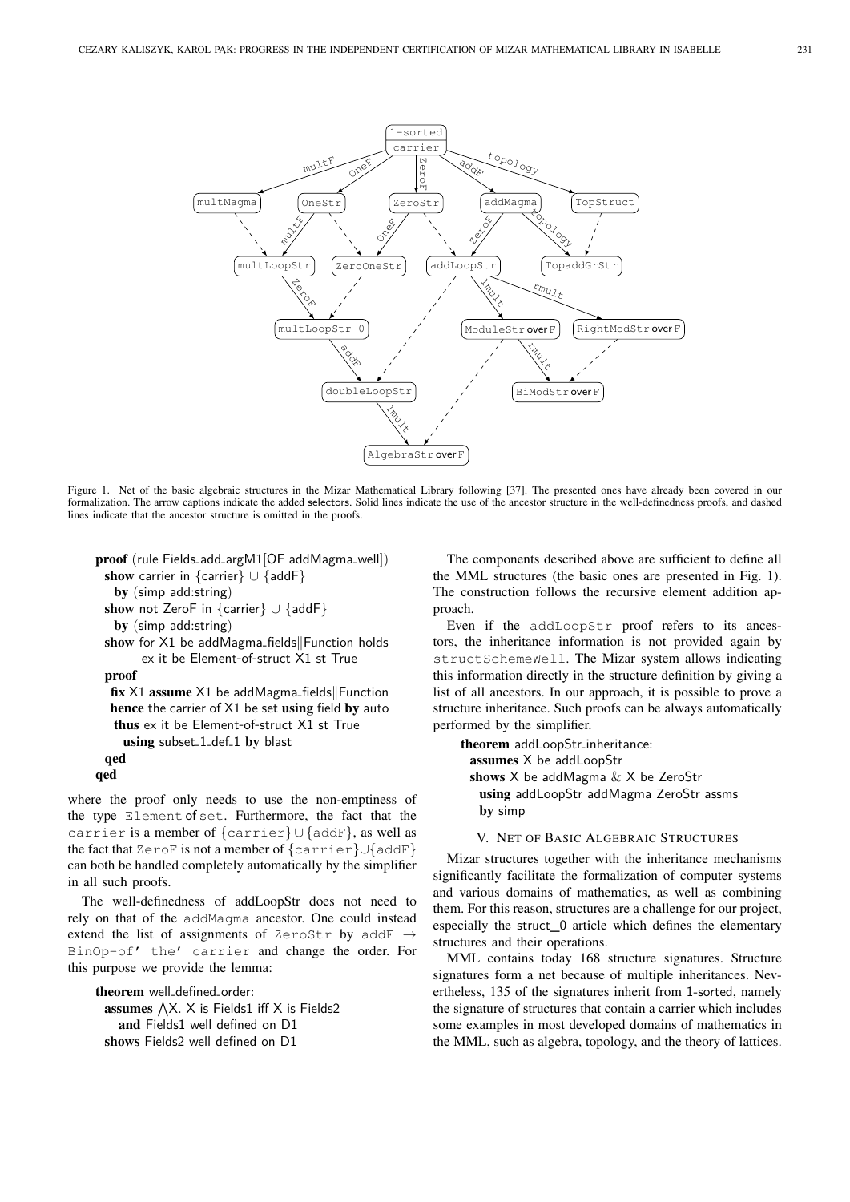Figure 1. Net of the basic algebraic structures in the Mizar Mathematical Library following [37]. The presented ones have already been covered in our formalization. The arrow captions indicate the added selectors. Solid lines indicate the use of the ancestor structure in the well-definedness proofs, and dashed lines indicate that the ancestor structure is omitted in the proofs.

```
proof (rule Fields_add_argM1[OF addMagma_well])
  show carrier in {carrier} ∪ {addF}
    by (simp add:string)
  show not ZeroF in {carrier} ∪ {addF}
    by (simp add:string)
  show for X1 be addMagma_fields||Function holds
        ex it be Element-of-struct X1 st True
  proof
    fix X1 assume X1 be addMagma_fields||Function
    hence the carrier of X1 be set using field by auto
    thus ex it be Element-of-struct X1 st True
      using subset_1_def_1 by blast
  qed
qed
```

where the proof only needs to use the non-emptiness of the type `Element` of `set`. Furthermore, the fact that the `carrier` is a member of $\{$`carrier`$\} \cup \{$`addF`$\}$, as well as the fact that `ZeroF` is not a member of $\{$`carrier`$\} \cup \{$`addF`$\}$ can both be handled completely automatically by the simplifier in all such proofs.

The well-definedness of addLoopStr does not need to rely on that of the `addMagma` ancestor. One could instead extend the list of assignments of `ZeroStr` by `addF` $\rightarrow$ `BinOp-of' the' carrier` and change the order. For this purpose we provide the lemma:

```
theorem well_defined_order:
  assumes ⋀X. X is Fields1 iff X is Fields2
    and Fields1 well defined on D1
  shows Fields2 well defined on D1
```

The components described above are sufficient to define all the MML structures (the basic ones are presented in Fig. 1). The construction follows the recursive element addition approach.

Even if the `addLoopStr` proof refers to its ancestors, the inheritance information is not provided again by `structSchemeWell`. The Mizar system allows indicating this information directly in the structure definition by giving a list of all ancestors. In our approach, it is possible to prove a structure inheritance. Such proofs can be always automatically performed by the simplifier.

```
theorem addLoopStr_inheritance:
  assumes X be addLoopStr
  shows X be addMagma & X be ZeroStr
    using addLoopStr addMagma ZeroStr assms
    by simp
```

## V. Net of Basic Algebraic Structures

Mizar structures together with the inheritance mechanisms significantly facilitate the formalization of computer systems and various domains of mathematics, as well as combining them. For this reason, structures are a challenge for our project, especially the struct_0 article which defines the elementary structures and their operations.

MML contains today 168 structure signatures. Structure signatures form a net because of multiple inheritances. Nevertheless, 135 of the signatures inherit from 1-sorted, namely the signature of structures that contain a carrier which includes some examples in most developed domains of mathematics in the MML, such as algebra, topology, and the theory of lattices.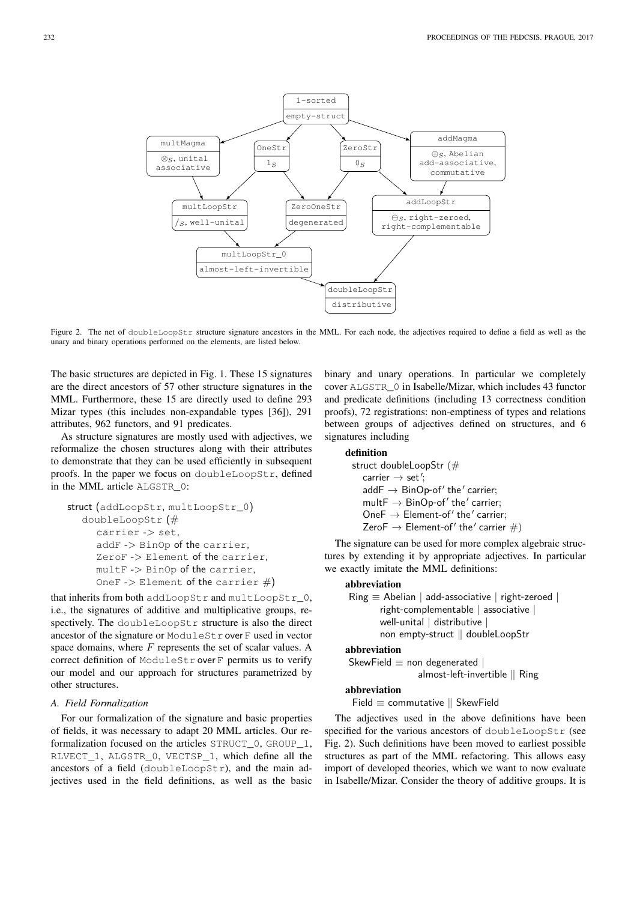Figure 2. The net of doubleLoopStr structure signature ancestors in the MML. For each node, the adjectives required to define a field as well as the unary and binary operations performed on the elements, are listed below.

The basic structures are depicted in Fig. 1. These 15 signatures are the direct ancestors of 57 other structure signatures in the MML. Furthermore, these 15 are directly used to define 293 Mizar types (this includes non-expandable types [36]), 291 attributes, 962 functors, and 91 predicates.

As structure signatures are mostly used with adjectives, we reformalize the chosen structures along with their attributes to demonstrate that they can be used efficiently in subsequent proofs. In the paper we focus on doubleLoopStr, defined in the MML article ALGSTR_0:

```
struct (addLoopStr, multLoopStr_0)
   doubleLoopStr (#
      carrier -> set,
      addF -> BinOp of the carrier,
      ZeroF -> Element of the carrier,
      multF -> BinOp of the carrier,
      OneF -> Element of the carrier #)
```

that inherits from both addLoopStr and multLoopStr_0, i.e., the signatures of additive and multiplicative groups, respectively. The doubleLoopStr structure is also the direct ancestor of the signature or ModuleStr over F used in vector space domains, where $F$ represents the set of scalar values. A correct definition of ModuleStr over F permits us to verify our model and our approach for structures parametrized by other structures.

### A. Field Formalization

For our formalization of the signature and basic properties of fields, it was necessary to adapt 20 MML articles. Our reformalization focused on the articles STRUCT_0, GROUP_1, RLVECT_1, ALGSTR_0, VECTSP_1, which define all the ancestors of a field (doubleLoopStr), and the main adjectives used in the field definitions, as well as the basic binary and unary operations. In particular we completely cover ALGSTR_0 in Isabelle/Mizar, which includes 43 functor and predicate definitions (including 13 correctness condition proofs), 72 registrations: non-emptiness of types and relations between groups of adjectives defined on structures, and 6 signatures including

**definition**
  struct doubleLoopStr (#
    carrier → set';
    addF → BinOp-of' the' carrier;
    multF → BinOp-of' the' carrier;
    OneF → Element-of' the' carrier;
    ZeroF → Element-of' the' carrier #)

The signature can be used for more complex algebraic structures by extending it by appropriate adjectives. In particular we exactly imitate the MML definitions:

**abbreviation**
  Ring ≡ Abelian | add-associative | right-zeroed |
        right-complementable | associative |
        well-unital | distributive |
        non empty-struct ‖ doubleLoopStr

**abbreviation**
  SkewField ≡ non degenerated |
        almost-left-invertible ‖ Ring

**abbreviation**
  Field ≡ commutative ‖ SkewField

The adjectives used in the above definitions have been specified for the various ancestors of doubleLoopStr (see Fig. 2). Such definitions have been moved to earliest possible structures as part of the MML refactoring. This allows easy import of developed theories, which we want to now evaluate in Isabelle/Mizar. Consider the theory of additive groups. It is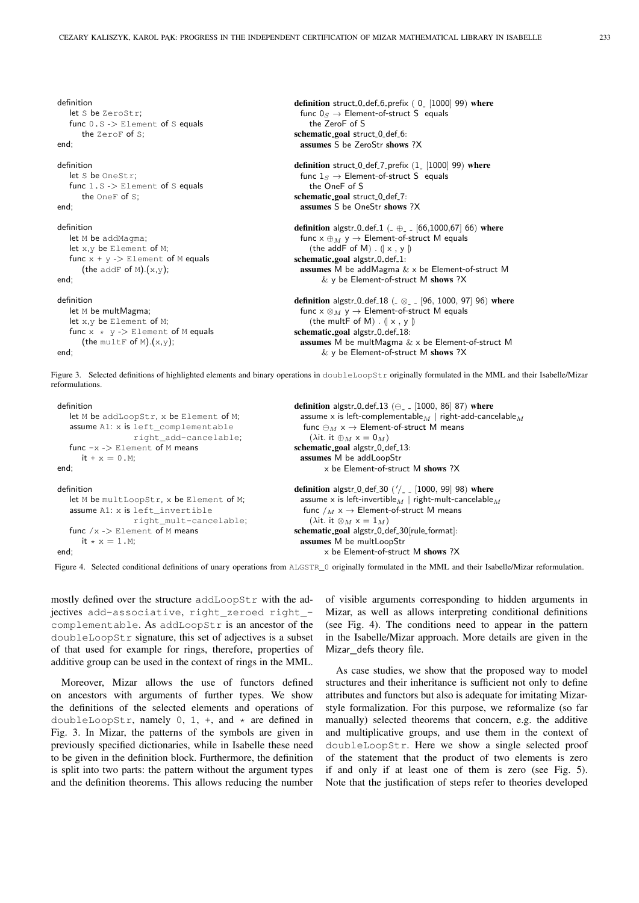```
definition
   let S be ZeroStr;
   func 0.S -> Element of S equals
      the ZeroF of S;
end;

definition
   let S be OneStr;
   func 1.S -> Element of S equals
      the OneF of S;
end;

definition
   let M be addMagma;
   let x,y be Element of M;
   func x + y -> Element of M equals
      (the addF of M).(x,y);
end;

definition
   let M be multMagma;
   let x,y be Element of M;
   func x * y -> Element of M equals
      (the multF of M).(x,y);
end;
```

```
definition struct_0_def_6_prefix ( 0_ [1000] 99) where
  func 0_S → Element-of-struct S equals
    the ZeroF of S
schematic_goal struct_0_def_6:
  assumes S be ZeroStr shows ?X

definition struct_0_def_7_prefix (1_ [1000] 99) where
  func 1_S → Element-of-struct S equals
    the OneF of S
schematic_goal struct_0_def_7:
  assumes S be OneStr shows ?X

definition algstr_0_def_1 (_ ⊕_ _ [66,1000,67] 66) where
  func x ⊕_M y → Element-of-struct M equals
    (the addF of M) . (| x , y |)
schematic_goal algstr_0_def_1:
  assumes M be addMagma & x be Element-of-struct M
        & y be Element-of-struct M shows ?X

definition algstr_0_def_18 (_ ⊗_ _ [96, 1000, 97] 96) where
  func x ⊗_M y → Element-of-struct M equals
    (the multF of M) . (| x , y |)
schematic_goal algstr_0_def_18:
  assumes M be multMagma & x be Element-of-struct M
        & y be Element-of-struct M shows ?X
```

Figure 3. Selected definitions of highlighted elements and binary operations in doubleLoopStr originally formulated in the MML and their Isabelle/Mizar reformulations.

```
definition
   let M be addLoopStr, x be Element of M;
   assume A1: x is left_complementable
               right_add-cancelable;
   func -x -> Element of M means
      it + x = 0.M;
end;

definition
   let M be multLoopStr, x be Element of M;
   assume A1: x is left_invertible
               right_mult-cancelable;
   func /x -> Element of M means
      it * x = 1.M;
end;
```

```
definition algstr_0_def_13 (⊖_ _ [1000, 86] 87) where
  assume x is left-complementable_M | right-add-cancelable_M
  func ⊖_M x → Element-of-struct M means
    (λit. it ⊕_M x = 0_M)
schematic_goal algstr_0_def_13:
  assumes M be addLoopStr
        x be Element-of-struct M shows ?X

definition algstr_0_def_30 ('/_ _ [1000, 99] 98) where
  assume x is left-invertible_M | right-mult-cancelable_M
  func /_M x → Element-of-struct M means
    (λit. it ⊗_M x = 1_M)
schematic_goal algstr_0_def_30[rule_format]:
  assumes M be multLoopStr
        x be Element-of-struct M shows ?X
```

Figure 4. Selected conditional definitions of unary operations from ALGSTR_0 originally formulated in the MML and their Isabelle/Mizar reformulation.

mostly defined over the structure addLoopStr with the adjectives add-associative, right_zeroed right_-complementable. As addLoopStr is an ancestor of the doubleLoopStr signature, this set of adjectives is a subset of that used for example for rings, therefore, properties of additive group can be used in the context of rings in the MML.

Moreover, Mizar allows the use of functors defined on ancestors with arguments of further types. We show the definitions of the selected elements and operations of doubleLoopStr, namely 0, 1, +, and * are defined in Fig. 3. In Mizar, the patterns of the symbols are given in previously specified dictionaries, while in Isabelle these need to be given in the definition block. Furthermore, the definition is split into two parts: the pattern without the argument types and the definition theorems. This allows reducing the number of visible arguments corresponding to hidden arguments in Mizar, as well as allows interpreting conditional definitions (see Fig. 4). The conditions need to appear in the pattern in the Isabelle/Mizar approach. More details are given in the Mizar_defs theory file.

As case studies, we show that the proposed way to model structures and their inheritance is sufficient not only to define attributes and functors but also is adequate for imitating Mizar-style formalization. For this purpose, we reformalize (so far manually) selected theorems that concern, e.g. the additive and multiplicative groups, and use them in the context of doubleLoopStr. Here we show a single selected proof of the statement that the product of two elements is zero if and only if at least one of them is zero (see Fig. 5). Note that the justification of steps refer to theories developed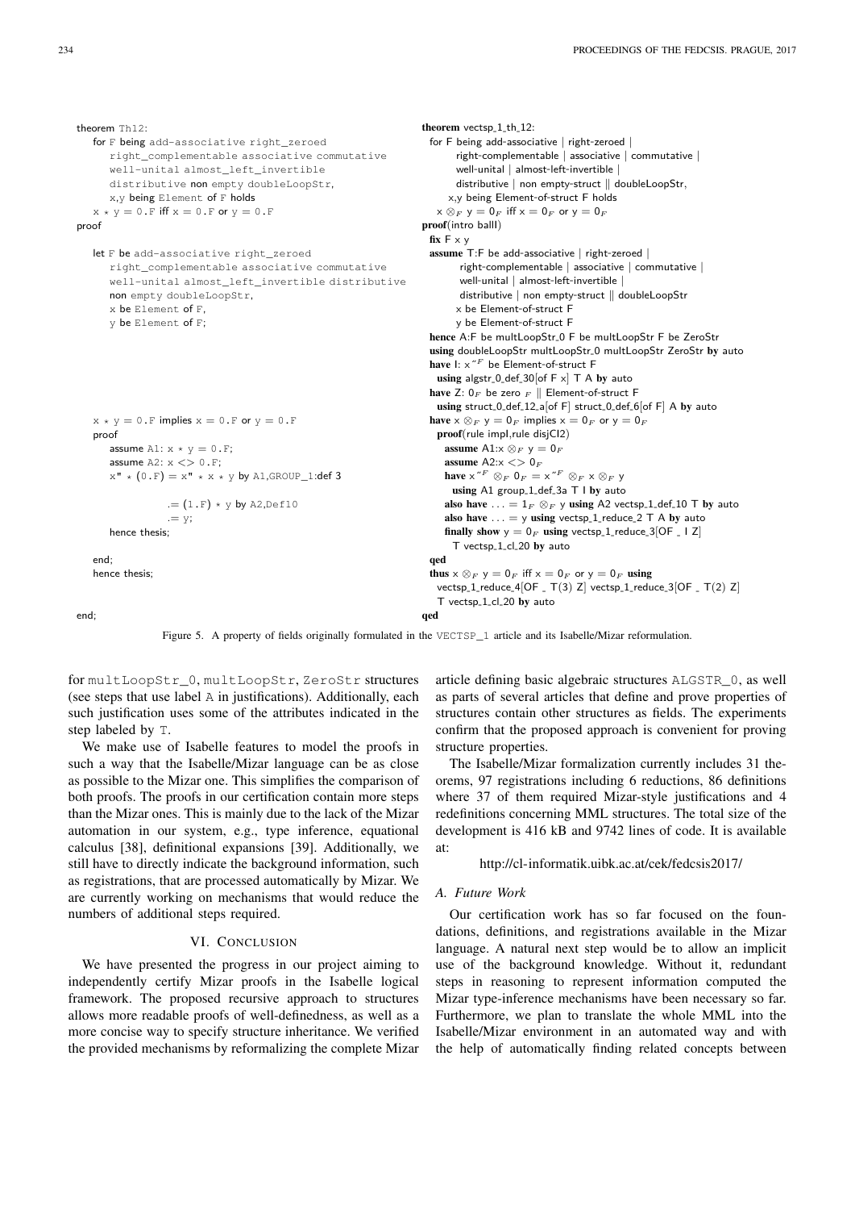```
theorem Th12:
   for F being add-associative right_zeroed
      right_complementable associative commutative
      well-unital almost_left_invertible
      distributive non empty doubleLoopStr,
      x,y being Element of F holds
   x * y = 0.F iff x = 0.F or y = 0.F
proof

   let F be add-associative right_zeroed
      right_complementable associative commutative
      well-unital almost_left_invertible distributive
      non empty doubleLoopStr,
      x be Element of F,
      y be Element of F;

   x * y = 0.F implies x = 0.F or y = 0.F
   proof
      assume A1: x * y = 0.F;
      assume A2: x <> 0.F;
      x" * (0.F) = x" * x * y by A1,GROUP_1:def 3

               .= (1.F) * y by A2,Def10
               .= y;
      hence thesis;

   end;
   hence thesis;

end;
```

```
theorem vectsp_1_th_12:
  for F being add-associative | right-zeroed |
        right-complementable | associative | commutative |
        well-unital | almost-left-invertible |
        distributive | non empty-struct || doubleLoopStr,
      x,y being Element-of-struct F holds
    x ⊗_F y = 0_F iff x = 0_F or y = 0_F
proof(intro ballI)
  fix F x y
  assume T:F be add-associative | right-zeroed |
         right-complementable | associative | commutative |
         well-unital | almost-left-invertible |
         distributive | non empty-struct || doubleLoopStr
        x be Element-of-struct F
        y be Element-of-struct F
  hence A:F be multLoopStr_0 F be multLoopStr F be ZeroStr
  using doubleLoopStr multLoopStr_0 multLoopStr ZeroStr by auto
  have I: x"^F be Element-of-struct F
    using algstr_0_def_30[of F x] T A by auto
  have Z: 0_F be zero _F || Element-of-struct F
    using struct_0_def_12_a[of F] struct_0_def_6[of F] A by auto
  have x ⊗_F y = 0_F implies x = 0_F or y = 0_F
    proof(rule impI,rule disjCI2)
      assume A1:x ⊗_F y = 0_F
      assume A2:x <> 0_F
      have x"^F ⊗_F 0_F = x"^F ⊗_F x ⊗_F y
        using A1 group_1_def_3a T I by auto
      also have ... = 1_F ⊗_F y using A2 vectsp_1_def_10 T by auto
      also have ... = y using vectsp_1_reduce_2 T A by auto
      finally show y = 0_F using vectsp_1_reduce_3[OF _ I Z]
        T vectsp_1_cl_20 by auto
  qed
  thus x ⊗_F y = 0_F iff x = 0_F or y = 0_F using
    vectsp_1_reduce_4[OF _ T(3) Z] vectsp_1_reduce_3[OF _ T(2) Z]
    T vectsp_1_cl_20 by auto
qed
```

Figure 5. A property of fields originally formulated in the VECTSP_1 article and its Isabelle/Mizar reformulation.

for multLoopStr_0, multLoopStr, ZeroStr structures (see steps that use label A in justifications). Additionally, each such justification uses some of the attributes indicated in the step labeled by T.

We make use of Isabelle features to model the proofs in such a way that the Isabelle/Mizar language can be as close as possible to the Mizar one. This simplifies the comparison of both proofs. The proofs in our certification contain more steps than the Mizar ones. This is mainly due to the lack of the Mizar automation in our system, e.g., type inference, equational calculus [38], definitional expansions [39]. Additionally, we still have to directly indicate the background information, such as registrations, that are processed automatically by Mizar. We are currently working on mechanisms that would reduce the numbers of additional steps required.

## VI. Conclusion

We have presented the progress in our project aiming to independently certify Mizar proofs in the Isabelle logical framework. The proposed recursive approach to structures allows more readable proofs of well-definedness, as well as a more concise way to specify structure inheritance. We verified the provided mechanisms by reformalizing the complete Mizar article defining basic algebraic structures ALGSTR_0, as well as parts of several articles that define and prove properties of structures contain other structures as fields. The experiments confirm that the proposed approach is convenient for proving structure properties.

The Isabelle/Mizar formalization currently includes 31 theorems, 97 registrations including 6 reductions, 86 definitions where 37 of them required Mizar-style justifications and 4 redefinitions concerning MML structures. The total size of the development is 416 kB and 9742 lines of code. It is available at:

http://cl-informatik.uibk.ac.at/cek/fedcsis2017/

### A. Future Work

Our certification work has so far focused on the foundations, definitions, and registrations available in the Mizar language. A natural next step would be to allow an implicit use of the background knowledge. Without it, redundant steps in reasoning to represent information computed the Mizar type-inference mechanisms have been necessary so far. Furthermore, we plan to translate the whole MML into the Isabelle/Mizar environment in an automated way and with the help of automatically finding related concepts between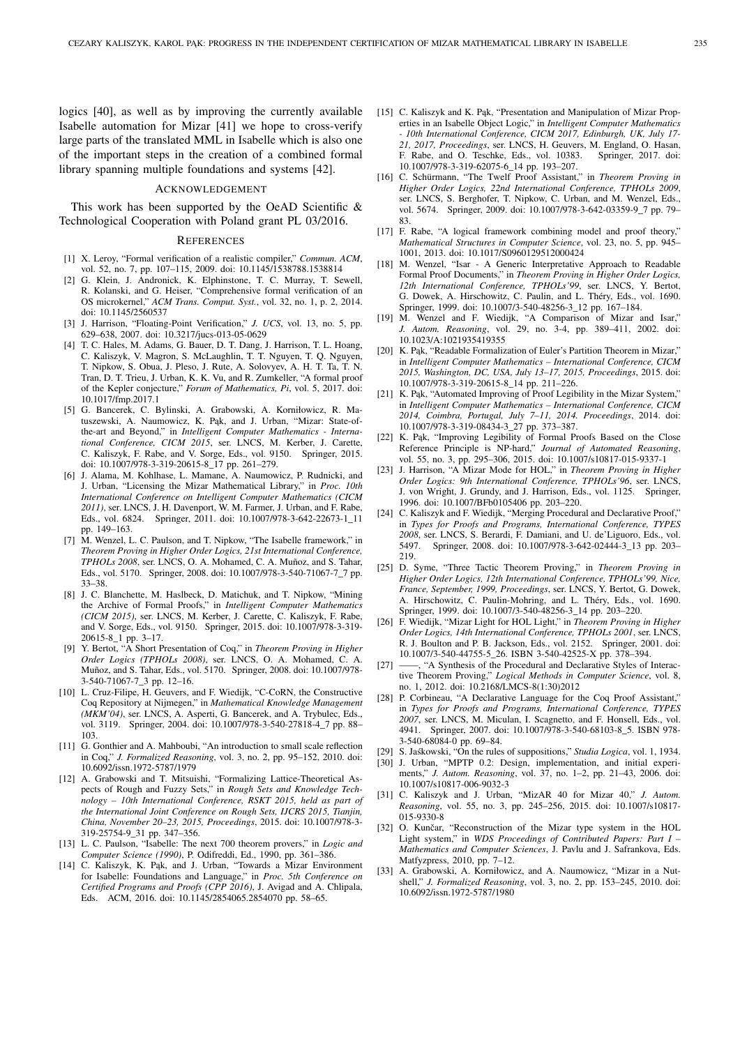logics [40], as well as by improving the currently available Isabelle automation for Mizar [41] we hope to cross-verify large parts of the translated MML in Isabelle which is also one of the important steps in the creation of a combined formal library spanning multiple foundations and systems [42].

## Acknowledgement

This work has been supported by the OeAD Scientific & Technological Cooperation with Poland grant PL 03/2016.

## References

[1] X. Leroy, "Formal verification of a realistic compiler," *Commun. ACM*, vol. 52, no. 7, pp. 107–115, 2009. doi: 10.1145/1538788.1538814

[2] G. Klein, J. Andronick, K. Elphinstone, T. C. Murray, T. Sewell, R. Kolanski, and G. Heiser, "Comprehensive formal verification of an OS microkernel," *ACM Trans. Comput. Syst.*, vol. 32, no. 1, p. 2, 2014. doi: 10.1145/2560537

[3] J. Harrison, "Floating-Point Verification," *J. UCS*, vol. 13, no. 5, pp. 629–638, 2007. doi: 10.3217/jucs-013-05-0629

[4] T. C. Hales, M. Adams, G. Bauer, D. T. Dang, J. Harrison, T. L. Hoang, C. Kaliszyk, V. Magron, S. McLaughlin, T. T. Nguyen, T. Q. Nguyen, T. Nipkow, S. Obua, J. Pleso, J. Rute, A. Solovyev, A. H. T. Ta, T. N. Tran, D. T. Trieu, J. Urban, K. K. Vu, and R. Zumkeller, "A formal proof of the Kepler conjecture," *Forum of Mathematics, Pi*, vol. 5, 2017. doi: 10.1017/fmp.2017.1

[5] G. Bancerek, C. Bylinski, A. Grabowski, A. Korniłowicz, R. Matuszewski, A. Naumowicz, K. Pąk, and J. Urban, "Mizar: State-of-the-art and Beyond," in *Intelligent Computer Mathematics - International Conference, CICM 2015*, ser. LNCS, M. Kerber, J. Carette, C. Kaliszyk, F. Rabe, and V. Sorge, Eds., vol. 9150. Springer, 2015. doi: 10.1007/978-3-319-20615-8_17 pp. 261–279.

[6] J. Alama, M. Kohlhase, L. Mamane, A. Naumowicz, P. Rudnicki, and J. Urban, "Licensing the Mizar Mathematical Library," in *Proc. 10th International Conference on Intelligent Computer Mathematics (CICM 2011)*, ser. LNCS, J. H. Davenport, W. M. Farmer, J. Urban, and F. Rabe, Eds., vol. 6824. Springer, 2011. doi: 10.1007/978-3-642-22673-1_11 pp. 149–163.

[7] M. Wenzel, L. C. Paulson, and T. Nipkow, "The Isabelle framework," in *Theorem Proving in Higher Order Logics, 21st International Conference, TPHOLs 2008*, ser. LNCS, O. A. Mohamed, C. A. Muñoz, and S. Tahar, Eds., vol. 5170. Springer, 2008. doi: 10.1007/978-3-540-71067-7_7 pp. 33–38.

[8] J. C. Blanchette, M. Haslbeck, D. Matichuk, and T. Nipkow, "Mining the Archive of Formal Proofs," in *Intelligent Computer Mathematics (CICM 2015)*, ser. LNCS, M. Kerber, J. Carette, C. Kaliszyk, F. Rabe, and V. Sorge, Eds., vol. 9150. Springer, 2015. doi: 10.1007/978-3-319-20615-8_1 pp. 3–17.

[9] Y. Bertot, "A Short Presentation of Coq," in *Theorem Proving in Higher Order Logics (TPHOLs 2008)*, ser. LNCS, O. A. Mohamed, C. A. Muñoz, and S. Tahar, Eds., vol. 5170. Springer, 2008. doi: 10.1007/978-3-540-71067-7_3 pp. 12–16.

[10] L. Cruz-Filipe, H. Geuvers, and F. Wiedijk, "C-CoRN, the Constructive Coq Repository at Nijmegen," in *Mathematical Knowledge Management (MKM'04)*, ser. LNCS, A. Asperti, G. Bancerek, and A. Trybulec, Eds., vol. 3119. Springer, 2004. doi: 10.1007/978-3-540-27818-4_7 pp. 88–103.

[11] G. Gonthier and A. Mahboubi, "An introduction to small scale reflection in Coq," *J. Formalized Reasoning*, vol. 3, no. 2, pp. 95–152, 2010. doi: 10.6092/issn.1972-5787/1979

[12] A. Grabowski and T. Mitsuishi, "Formalizing Lattice-Theoretical Aspects of Rough and Fuzzy Sets," in *Rough Sets and Knowledge Technology – 10th International Conference, RSKT 2015, held as part of the International Joint Conference on Rough Sets, IJCRS 2015, Tianjin, China, November 20–23, 2015, Proceedings*, 2015. doi: 10.1007/978-3-319-25754-9_31 pp. 347–356.

[13] L. C. Paulson, "Isabelle: The next 700 theorem provers," in *Logic and Computer Science (1990)*, P. Odifreddi, Ed., 1990, pp. 361–386.

[14] C. Kaliszyk, K. Pąk, and J. Urban, "Towards a Mizar Environment for Isabelle: Foundations and Language," in *Proc. 5th Conference on Certified Programs and Proofs (CPP 2016)*, J. Avigad and A. Chlipala, Eds. ACM, 2016. doi: 10.1145/2854065.2854070 pp. 58–65.

[15] C. Kaliszyk and K. Pąk, "Presentation and Manipulation of Mizar Properties in an Isabelle Object Logic," in *Intelligent Computer Mathematics - 10th International Conference, CICM 2017, Edinburgh, UK, July 17-21, 2017, Proceedings*, ser. LNCS, H. Geuvers, M. England, O. Hasan, F. Rabe, and O. Teschke, Eds., vol. 10383. Springer, 2017. doi: 10.1007/978-3-319-62075-6_14 pp. 193–207.

[16] C. Schürmann, "The Twelf Proof Assistant," in *Theorem Proving in Higher Order Logics, 22nd International Conference, TPHOLs 2009*, ser. LNCS, S. Berghofer, T. Nipkow, C. Urban, and M. Wenzel, Eds., vol. 5674. Springer, 2009. doi: 10.1007/978-3-642-03359-9_7 pp. 79–83.

[17] F. Rabe, "A logical framework combining model and proof theory," *Mathematical Structures in Computer Science*, vol. 23, no. 5, pp. 945–1001, 2013. doi: 10.1017/S0960129512000424

[18] M. Wenzel, "Isar - A Generic Interpretative Approach to Readable Formal Proof Documents," in *Theorem Proving in Higher Order Logics, 12th International Conference, TPHOLs'99*, ser. LNCS, Y. Bertot, G. Dowek, A. Hirschowitz, C. Paulin, and L. Théry, Eds., vol. 1690. Springer, 1999. doi: 10.1007/3-540-48256-3_12 pp. 167–184.

[19] M. Wenzel and F. Wiedijk, "A Comparison of Mizar and Isar," *J. Autom. Reasoning*, vol. 29, no. 3-4, pp. 389–411, 2002. doi: 10.1023/A:1021935419355

[20] K. Pąk, "Readable Formalization of Euler's Partition Theorem in Mizar," in *Intelligent Computer Mathematics – International Conference, CICM 2015, Washington, DC, USA, July 13–17, 2015, Proceedings*, 2015. doi: 10.1007/978-3-319-20615-8_14 pp. 211–226.

[21] K. Pąk, "Automated Improving of Proof Legibility in the Mizar System," in *Intelligent Computer Mathematics – International Conference, CICM 2014, Coimbra, Portugal, July 7–11, 2014. Proceedings*, 2014. doi: 10.1007/978-3-319-08434-3_27 pp. 373–387.

[22] K. Pąk, "Improving Legibility of Formal Proofs Based on the Close Reference Principle is NP-hard," *Journal of Automated Reasoning*, vol. 55, no. 3, pp. 295–306, 2015. doi: 10.1007/s10817-015-9337-1

[23] J. Harrison, "A Mizar Mode for HOL," in *Theorem Proving in Higher Order Logics: 9th International Conference, TPHOLs'96*, ser. LNCS, J. von Wright, J. Grundy, and J. Harrison, Eds., vol. 1125. Springer, 1996. doi: 10.1007/BFb0105406 pp. 203–220.

[24] C. Kaliszyk and F. Wiedijk, "Merging Procedural and Declarative Proof," in *Types for Proofs and Programs, International Conference, TYPES 2008*, ser. LNCS, S. Berardi, F. Damiani, and U. de'Liguoro, Eds., vol. 5497. Springer, 2008. doi: 10.1007/978-3-642-02444-3_13 pp. 203–219.

[25] D. Syme, "Three Tactic Theorem Proving," in *Theorem Proving in Higher Order Logics, 12th International Conference, TPHOLs'99, Nice, France, September, 1999, Proceedings*, ser. LNCS, Y. Bertot, G. Dowek, A. Hirschowitz, C. Paulin-Mohring, and L. Théry, Eds., vol. 1690. Springer, 1999. doi: 10.1007/3-540-48256-3_14 pp. 203–220.

[26] F. Wiedijk, "Mizar Light for HOL Light," in *Theorem Proving in Higher Order Logics, 14th International Conference, TPHOLs 2001*, ser. LNCS, R. J. Boulton and P. B. Jackson, Eds., vol. 2152. Springer, 2001. doi: 10.1007/3-540-44755-5_26. ISBN 3-540-42525-X pp. 378–394.

[27] ——, "A Synthesis of the Procedural and Declarative Styles of Interactive Theorem Proving," *Logical Methods in Computer Science*, vol. 8, no. 1, 2012. doi: 10.2168/LMCS-8(1:30)2012

[28] P. Corbineau, "A Declarative Language for the Coq Proof Assistant," in *Types for Proofs and Programs, International Conference, TYPES 2007*, ser. LNCS, M. Miculan, I. Scagnetto, and F. Honsell, Eds., vol. 4941. Springer, 2007. doi: 10.1007/978-3-540-68103-8_5. ISBN 978-3-540-68084-0 pp. 69–84.

[29] S. Jaśkowski, "On the rules of suppositions," *Studia Logica*, vol. 1, 1934.

[30] J. Urban, "MPTP 0.2: Design, implementation, and initial experiments," *J. Autom. Reasoning*, vol. 37, no. 1–2, pp. 21–43, 2006. doi: 10.1007/s10817-006-9032-3

[31] C. Kaliszyk and J. Urban, "MizAR 40 for Mizar 40," *J. Autom. Reasoning*, vol. 55, no. 3, pp. 245–256, 2015. doi: 10.1007/s10817-015-9330-8

[32] O. Kunčar, "Reconstruction of the Mizar type system in the HOL Light system," in *WDS Proceedings of Contributed Papers: Part I – Mathematics and Computer Sciences*, J. Pavlu and J. Safrankova, Eds. Matfyzpress, 2010, pp. 7–12.

[33] A. Grabowski, A. Korniłowicz, and A. Naumowicz, "Mizar in a Nutshell," *J. Formalized Reasoning*, vol. 3, no. 2, pp. 153–245, 2010. doi: 10.6092/issn.1972-5787/1980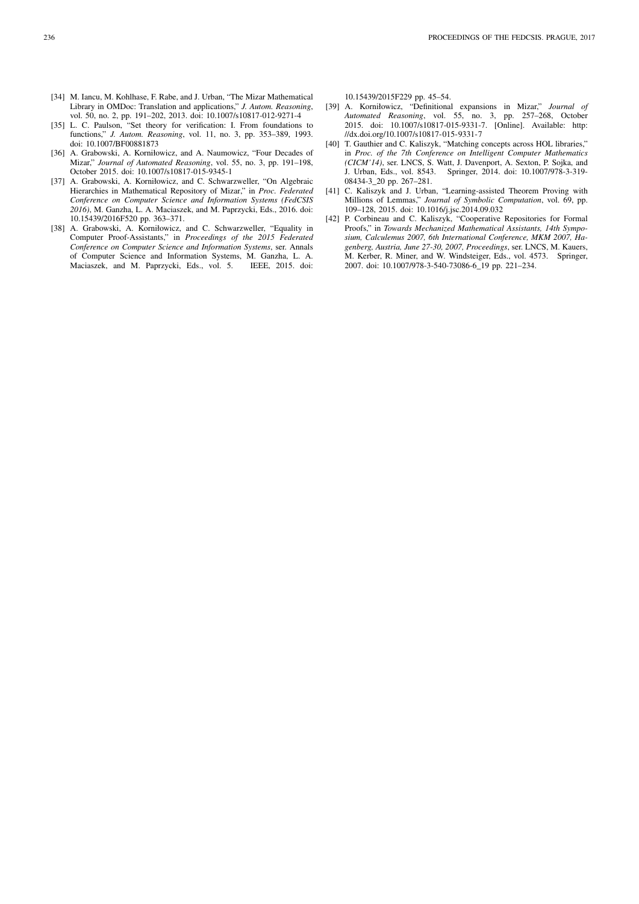[34] M. Iancu, M. Kohlhase, F. Rabe, and J. Urban, "The Mizar Mathematical Library in OMDoc: Translation and applications," *J. Autom. Reasoning*, vol. 50, no. 2, pp. 191–202, 2013. doi: 10.1007/s10817-012-9271-4

[35] L. C. Paulson, "Set theory for verification: I. From foundations to functions," *J. Autom. Reasoning*, vol. 11, no. 3, pp. 353–389, 1993. doi: 10.1007/BF00881873

[36] A. Grabowski, A. Korniłowicz, and A. Naumowicz, "Four Decades of Mizar," *Journal of Automated Reasoning*, vol. 55, no. 3, pp. 191–198, October 2015. doi: 10.1007/s10817-015-9345-1

[37] A. Grabowski, A. Korniłowicz, and C. Schwarzweller, "On Algebraic Hierarchies in Mathematical Repository of Mizar," in *Proc. Federated Conference on Computer Science and Information Systems (FedCSIS 2016)*, M. Ganzha, L. A. Maciaszek, and M. Paprzycki, Eds., 2016. doi: 10.15439/2016F520 pp. 363–371.

[38] A. Grabowski, A. Korniłowicz, and C. Schwarzweller, "Equality in Computer Proof-Assistants," in *Proceedings of the 2015 Federated Conference on Computer Science and Information Systems*, ser. Annals of Computer Science and Information Systems, M. Ganzha, L. A. Maciaszek, and M. Paprzycki, Eds., vol. 5. IEEE, 2015. doi: 10.15439/2015F229 pp. 45–54.

[39] A. Korniłowicz, "Definitional expansions in Mizar," *Journal of Automated Reasoning*, vol. 55, no. 3, pp. 257–268, October 2015. doi: 10.1007/s10817-015-9331-7. [Online]. Available: http://dx.doi.org/10.1007/s10817-015-9331-7

[40] T. Gauthier and C. Kaliszyk, "Matching concepts across HOL libraries," in *Proc. of the 7th Conference on Intelligent Computer Mathematics (CICM'14)*, ser. LNCS, S. Watt, J. Davenport, A. Sexton, P. Sojka, and J. Urban, Eds., vol. 8543. Springer, 2014. doi: 10.1007/978-3-319-08434-3_20 pp. 267–281.

[41] C. Kaliszyk and J. Urban, "Learning-assisted Theorem Proving with Millions of Lemmas," *Journal of Symbolic Computation*, vol. 69, pp. 109–128, 2015. doi: 10.1016/j.jsc.2014.09.032

[42] P. Corbineau and C. Kaliszyk, "Cooperative Repositories for Formal Proofs," in *Towards Mechanized Mathematical Assistants, 14th Symposium, Calculemus 2007, 6th International Conference, MKM 2007, Hagenberg, Austria, June 27-30, 2007, Proceedings*, ser. LNCS, M. Kauers, M. Kerber, R. Miner, and W. Windsteiger, Eds., vol. 4573. Springer, 2007. doi: 10.1007/978-3-540-73086-6_19 pp. 221–234.